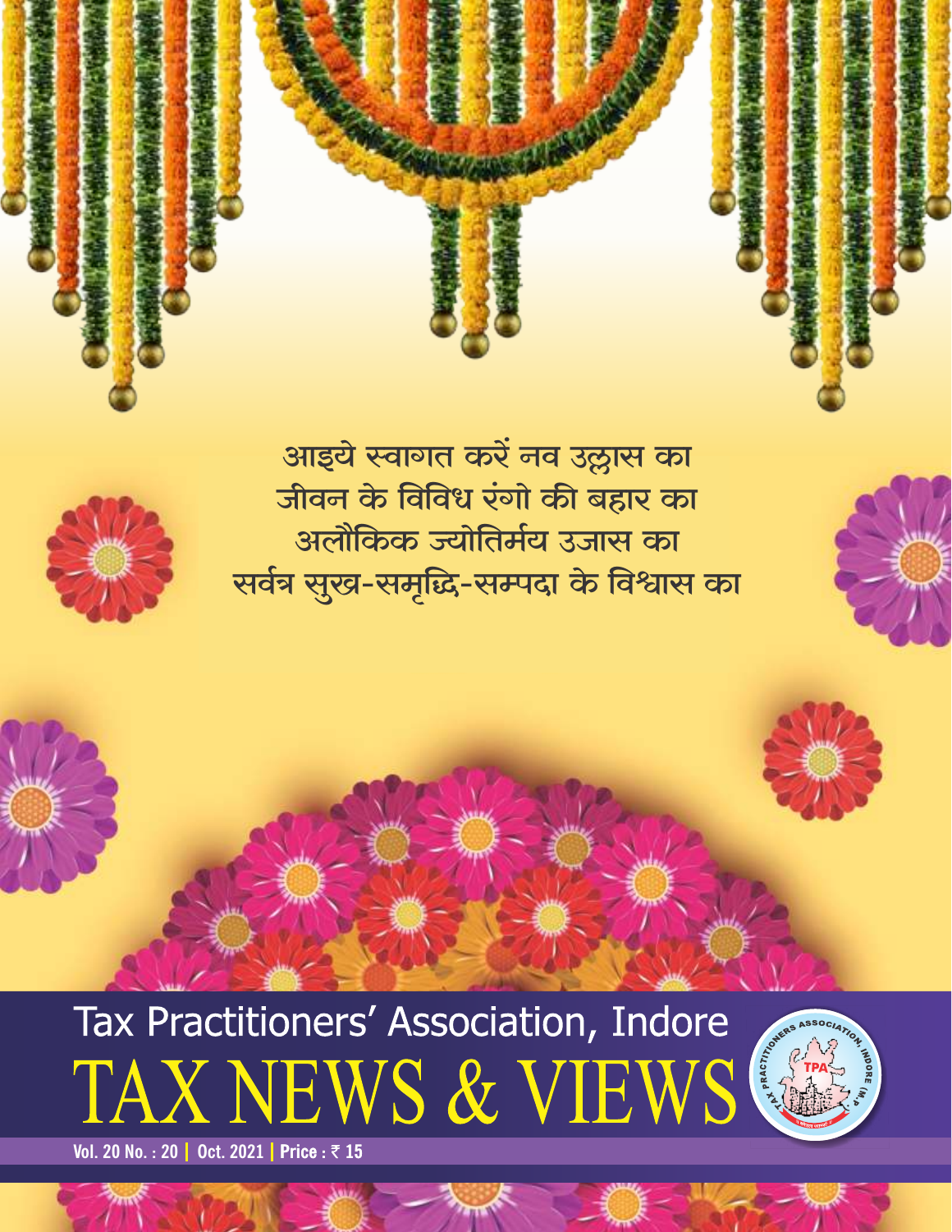आइये स्वागत करें नव उल्लास का
जीवन के विविध रंगो की बहार का
अलौकिक ज्योतिर्मय उजास का
सर्वत्र सुख-समृद्धि-सम्पदा के विश्वास का

Tax Practitioners' Association, Indore

# TAX NEWS & VIEWS

**Vol. 20 No. : 20 | Oct. 2021 | Price : ₹ 15**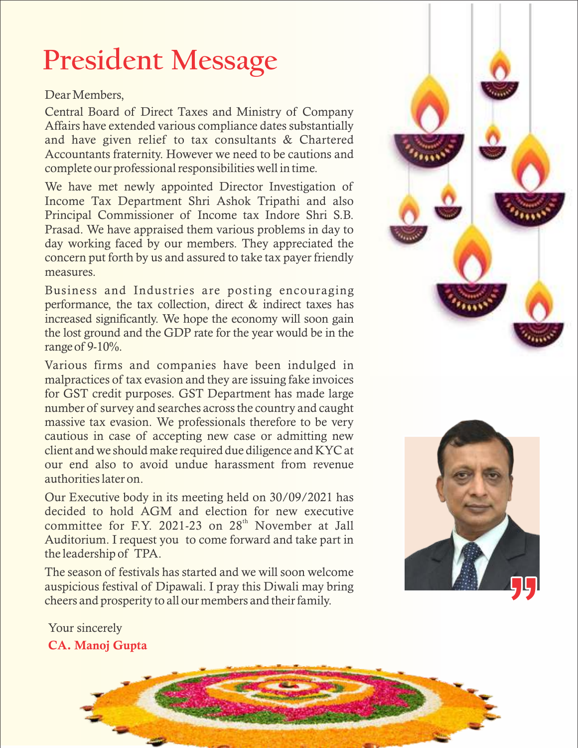# President Message

Dear Members,

Central Board of Direct Taxes and Ministry of Company Affairs have extended various compliance dates substantially and have given relief to tax consultants & Chartered Accountants fraternity. However we need to be cautions and complete our professional responsibilities well in time.

We have met newly appointed Director Investigation of Income Tax Department Shri Ashok Tripathi and also Principal Commissioner of Income tax Indore Shri S.B. Prasad. We have appraised them various problems in day to day working faced by our members. They appreciated the concern put forth by us and assured to take tax payer friendly measures.

Business and Industries are posting encouraging performance, the tax collection, direct & indirect taxes has increased significantly. We hope the economy will soon gain the lost ground and the GDP rate for the year would be in the range of 9-10%.

Various firms and companies have been indulged in malpractices of tax evasion and they are issuing fake invoices for GST credit purposes. GST Department has made large number of survey and searches across the country and caught massive tax evasion. We professionals therefore to be very cautious in case of accepting new case or admitting new client and we should make required due diligence and KYC at our end also to avoid undue harassment from revenue authorities later on.

Our Executive body in its meeting held on 30/09/2021 has decided to hold AGM and election for new executive committee for F.Y. 2021-23 on 28th November at Jall Auditorium. I request you to come forward and take part in the leadership of TPA.

The season of festivals has started and we will soon welcome auspicious festival of Dipawali. I pray this Diwali may bring cheers and prosperity to all our members and their family.

Your sincerely

**CA. Manoj Gupta**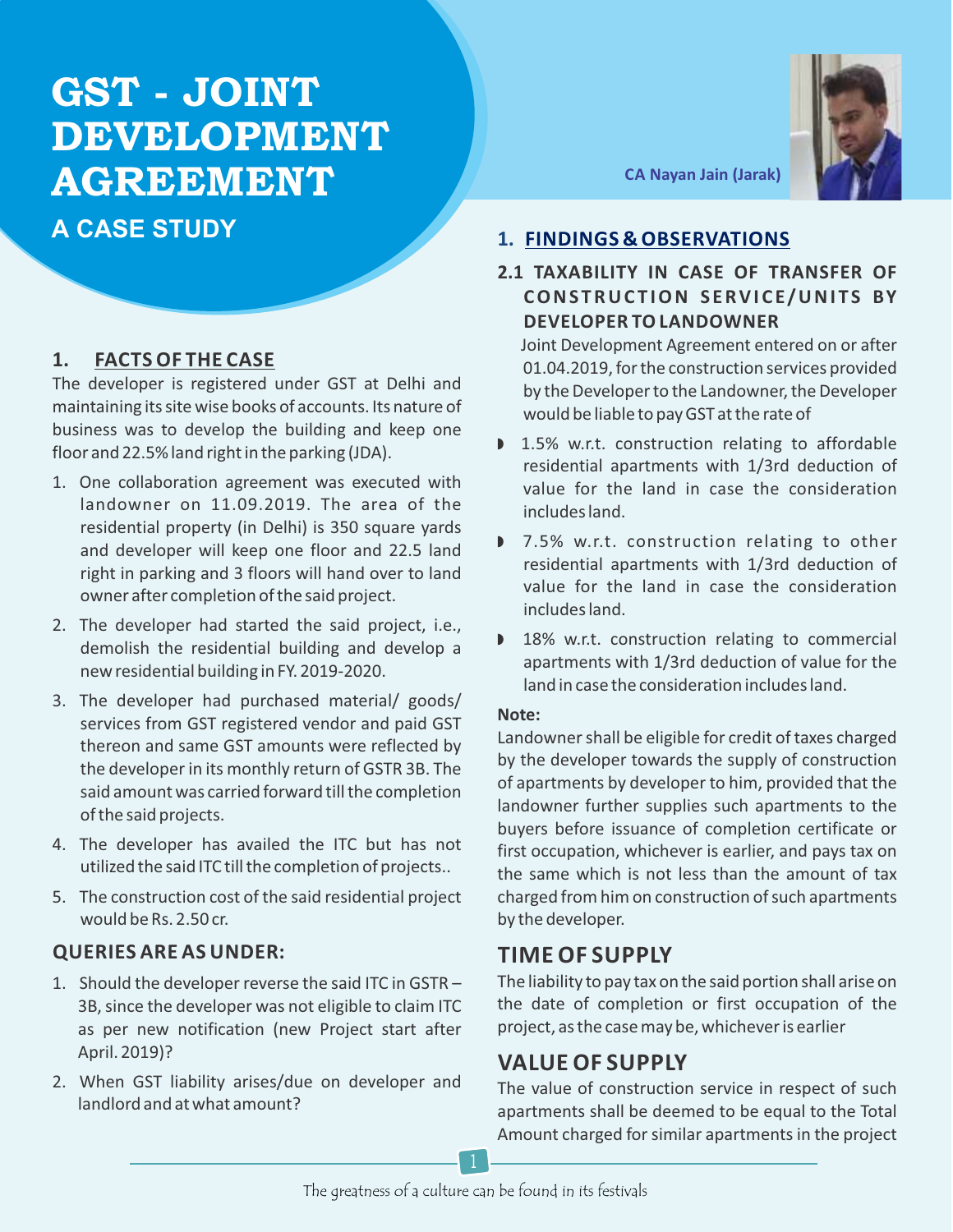# GST - JOINT DEVELOPMENT AGREEMENT

## A CASE STUDY

**CA Nayan Jain (Jarak)**

## 1. FACTS OF THE CASE

The developer is registered under GST at Delhi and maintaining its site wise books of accounts. Its nature of business was to develop the building and keep one floor and 22.5% land right in the parking (JDA).

1. One collaboration agreement was executed with landowner on 11.09.2019. The area of the residential property (in Delhi) is 350 square yards and developer will keep one floor and 22.5 land right in parking and 3 floors will hand over to land owner after completion of the said project.
2. The developer had started the said project, i.e., demolish the residential building and develop a new residential building in FY. 2019-2020.
3. The developer had purchased material/ goods/ services from GST registered vendor and paid GST thereon and same GST amounts were reflected by the developer in its monthly return of GSTR 3B. The said amount was carried forward till the completion of the said projects.
4. The developer has availed the ITC but has not utilized the said ITC till the completion of projects..
5. The construction cost of the said residential project would be Rs. 2.50 cr.

### QUERIES ARE AS UNDER:

1. Should the developer reverse the said ITC in GSTR – 3B, since the developer was not eligible to claim ITC as per new notification (new Project start after April. 2019)?
2. When GST liability arises/due on developer and landlord and at what amount?

## 1. FINDINGS & OBSERVATIONS

### 2.1 TAXABILITY IN CASE OF TRANSFER OF CONSTRUCTION SERVICE/UNITS BY DEVELOPER TO LANDOWNER

Joint Development Agreement entered on or after 01.04.2019, for the construction services provided by the Developer to the Landowner, the Developer would be liable to pay GST at the rate of

- 1.5% w.r.t. construction relating to affordable residential apartments with 1/3rd deduction of value for the land in case the consideration includes land.
- 7.5% w.r.t. construction relating to other residential apartments with 1/3rd deduction of value for the land in case the consideration includes land.
- 18% w.r.t. construction relating to commercial apartments with 1/3rd deduction of value for the land in case the consideration includes land.

**Note:**

Landowner shall be eligible for credit of taxes charged by the developer towards the supply of construction of apartments by developer to him, provided that the landowner further supplies such apartments to the buyers before issuance of completion certificate or first occupation, whichever is earlier, and pays tax on the same which is not less than the amount of tax charged from him on construction of such apartments by the developer.

## TIME OF SUPPLY

The liability to pay tax on the said portion shall arise on the date of completion or first occupation of the project, as the case may be, whichever is earlier

## VALUE OF SUPPLY

The value of construction service in respect of such apartments shall be deemed to be equal to the Total Amount charged for similar apartments in the project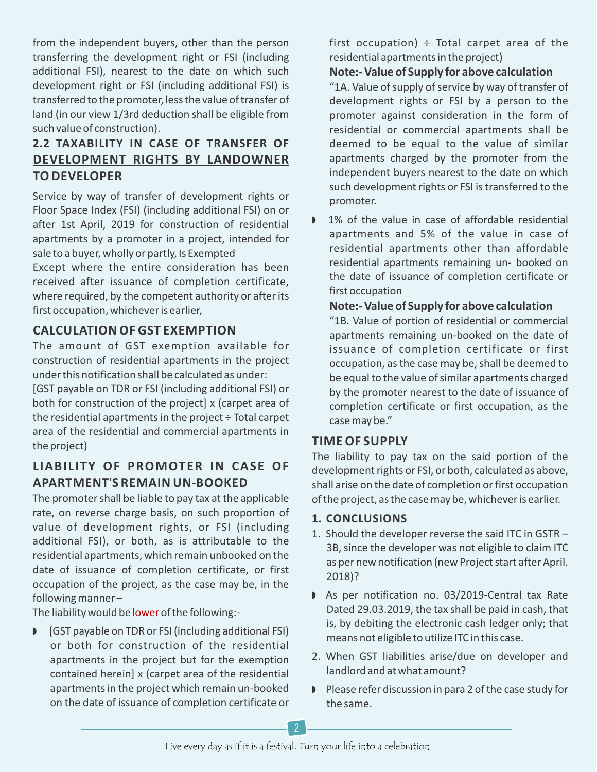from the independent buyers, other than the person transferring the development right or FSI (including additional FSI), nearest to the date on which such development right or FSI (including additional FSI) is transferred to the promoter, less the value of transfer of land (in our view 1/3rd deduction shall be eligible from such value of construction).

## 2.2 TAXABILITY IN CASE OF TRANSFER OF DEVELOPMENT RIGHTS BY LANDOWNER TO DEVELOPER

Service by way of transfer of development rights or Floor Space Index (FSI) (including additional FSI) on or after 1st April, 2019 for construction of residential apartments by a promoter in a project, intended for sale to a buyer, wholly or partly, Is Exempted

Except where the entire consideration has been received after issuance of completion certificate, where required, by the competent authority or after its first occupation, whichever is earlier,

## CALCULATION OF GST EXEMPTION

The amount of GST exemption available for construction of residential apartments in the project under this notification shall be calculated as under:

[GST payable on TDR or FSI (including additional FSI) or both for construction of the project] x (carpet area of the residential apartments in the project ÷ Total carpet area of the residential and commercial apartments in the project)

## LIABILITY OF PROMOTER IN CASE OF APARTMENT'S REMAIN UN-BOOKED

The promoter shall be liable to pay tax at the applicable rate, on reverse charge basis, on such proportion of value of development rights, or FSI (including additional FSI), or both, as is attributable to the residential apartments, which remain unbooked on the date of issuance of completion certificate, or first occupation of the project, as the case may be, in the following manner –

The liability would be lower of the following:-

- [GST payable on TDR or FSI (including additional FSI) or both for construction of the residential apartments in the project but for the exemption contained herein] x (carpet area of the residential apartments in the project which remain un-booked on the date of issuance of completion certificate or first occupation) ÷ Total carpet area of the residential apartments in the project)

  **Note:- Value of Supply for above calculation**

  "1A. Value of supply of service by way of transfer of development rights or FSI by a person to the promoter against consideration in the form of residential or commercial apartments shall be deemed to be equal to the value of similar apartments charged by the promoter from the independent buyers nearest to the date on which such development rights or FSI is transferred to the promoter.

- 1% of the value in case of affordable residential apartments and 5% of the value in case of residential apartments other than affordable residential apartments remaining un- booked on the date of issuance of completion certificate or first occupation

  **Note:- Value of Supply for above calculation**

  "1B. Value of portion of residential or commercial apartments remaining un-booked on the date of issuance of completion certificate or first occupation, as the case may be, shall be deemed to be equal to the value of similar apartments charged by the promoter nearest to the date of issuance of completion certificate or first occupation, as the case may be."

## TIME OF SUPPLY

The liability to pay tax on the said portion of the development rights or FSI, or both, calculated as above, shall arise on the date of completion or first occupation of the project, as the case may be, whichever is earlier.

## 1. CONCLUSIONS

1. Should the developer reverse the said ITC in GSTR – 3B, since the developer was not eligible to claim ITC as per new notification (new Project start after April. 2018)?

- As per notification no. 03/2019-Central tax Rate Dated 29.03.2019, the tax shall be paid in cash, that is, by debiting the electronic cash ledger only; that means not eligible to utilize ITC in this case.

2. When GST liabilities arise/due on developer and landlord and at what amount?

- Please refer discussion in para 2 of the case study for the same.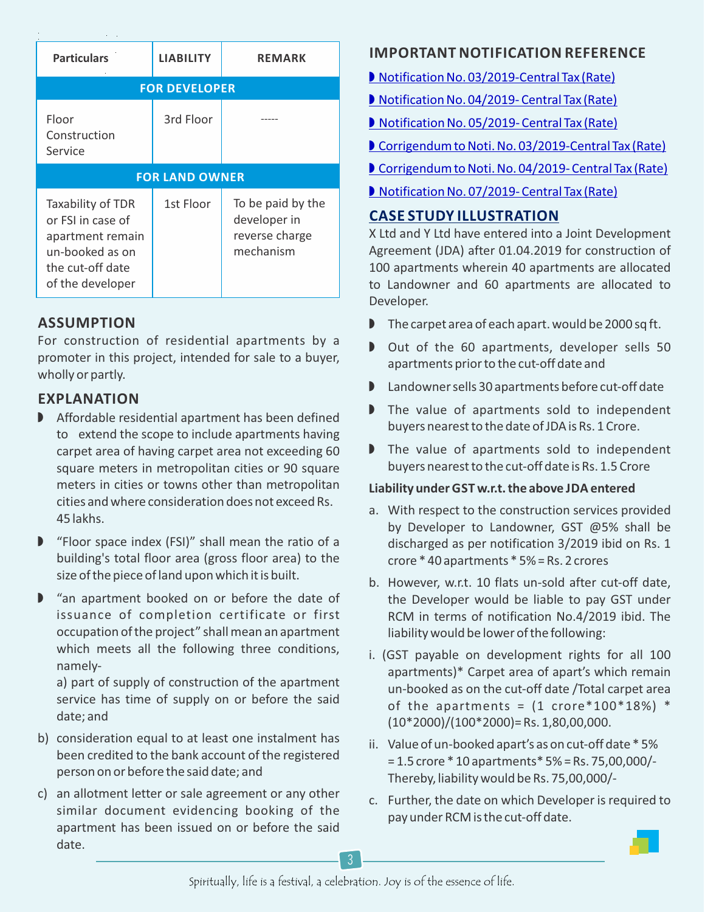| Particulars | LIABILITY | REMARK |
|---|---|---|
| **FOR DEVELOPER** | | |
| Floor Construction Service | 3rd Floor | ----- |
| **FOR LAND OWNER** | | |
| Taxability of TDR or FSI in case of apartment remain un-booked as on the cut-off date of the developer | 1st Floor | To be paid by the developer in reverse charge mechanism |

## ASSUMPTION

For construction of residential apartments by a promoter in this project, intended for sale to a buyer, wholly or partly.

## EXPLANATION

- Affordable residential apartment has been defined to extend the scope to include apartments having carpet area of having carpet area not exceeding 60 square meters in metropolitan cities or 90 square meters in cities or towns other than metropolitan cities and where consideration does not exceed Rs. 45 lakhs.
- "Floor space index (FSI)" shall mean the ratio of a building's total floor area (gross floor area) to the size of the piece of land upon which it is built.
- "an apartment booked on or before the date of issuance of completion certificate or first occupation of the project" shall mean an apartment which meets all the following three conditions, namely-

  a) part of supply of construction of the apartment service has time of supply on or before the said date; and

b) consideration equal to at least one instalment has been credited to the bank account of the registered person on or before the said date; and

c) an allotment letter or sale agreement or any other similar document evidencing booking of the apartment has been issued on or before the said date.

## IMPORTANT NOTIFICATION REFERENCE

- Notification No. 03/2019-Central Tax (Rate)
- Notification No. 04/2019- Central Tax (Rate)
- Notification No. 05/2019- Central Tax (Rate)
- Corrigendum to Noti. No. 03/2019-Central Tax (Rate)
- Corrigendum to Noti. No. 04/2019- Central Tax (Rate)
- Notification No. 07/2019- Central Tax (Rate)

## CASE STUDY ILLUSTRATION

X Ltd and Y Ltd have entered into a Joint Development Agreement (JDA) after 01.04.2019 for construction of 100 apartments wherein 40 apartments are allocated to Landowner and 60 apartments are allocated to Developer.

- The carpet area of each apart. would be 2000 sq ft.
- Out of the 60 apartments, developer sells 50 apartments prior to the cut-off date and
- Landowner sells 30 apartments before cut-off date
- The value of apartments sold to independent buyers nearest to the date of JDA is Rs. 1 Crore.
- The value of apartments sold to independent buyers nearest to the cut-off date is Rs. 1.5 Crore

**Liability under GST w.r.t. the above JDA entered**

a. With respect to the construction services provided by Developer to Landowner, GST @5% shall be discharged as per notification 3/2019 ibid on Rs. 1 crore * 40 apartments * 5% = Rs. 2 crores

b. However, w.r.t. 10 flats un-sold after cut-off date, the Developer would be liable to pay GST under RCM in terms of notification No.4/2019 ibid. The liability would be lower of the following:

i. (GST payable on development rights for all 100 apartments)* Carpet area of apart's which remain un-booked as on the cut-off date /Total carpet area of the apartments = (1 crore*100*18%) * (10*2000)/(100*2000)= Rs. 1,80,00,000.

ii. Value of un-booked apart's as on cut-off date * 5% = 1.5 crore * 10 apartments* 5% = Rs. 75,00,000/- Thereby, liability would be Rs. 75,00,000/-

c. Further, the date on which Developer is required to pay under RCM is the cut-off date.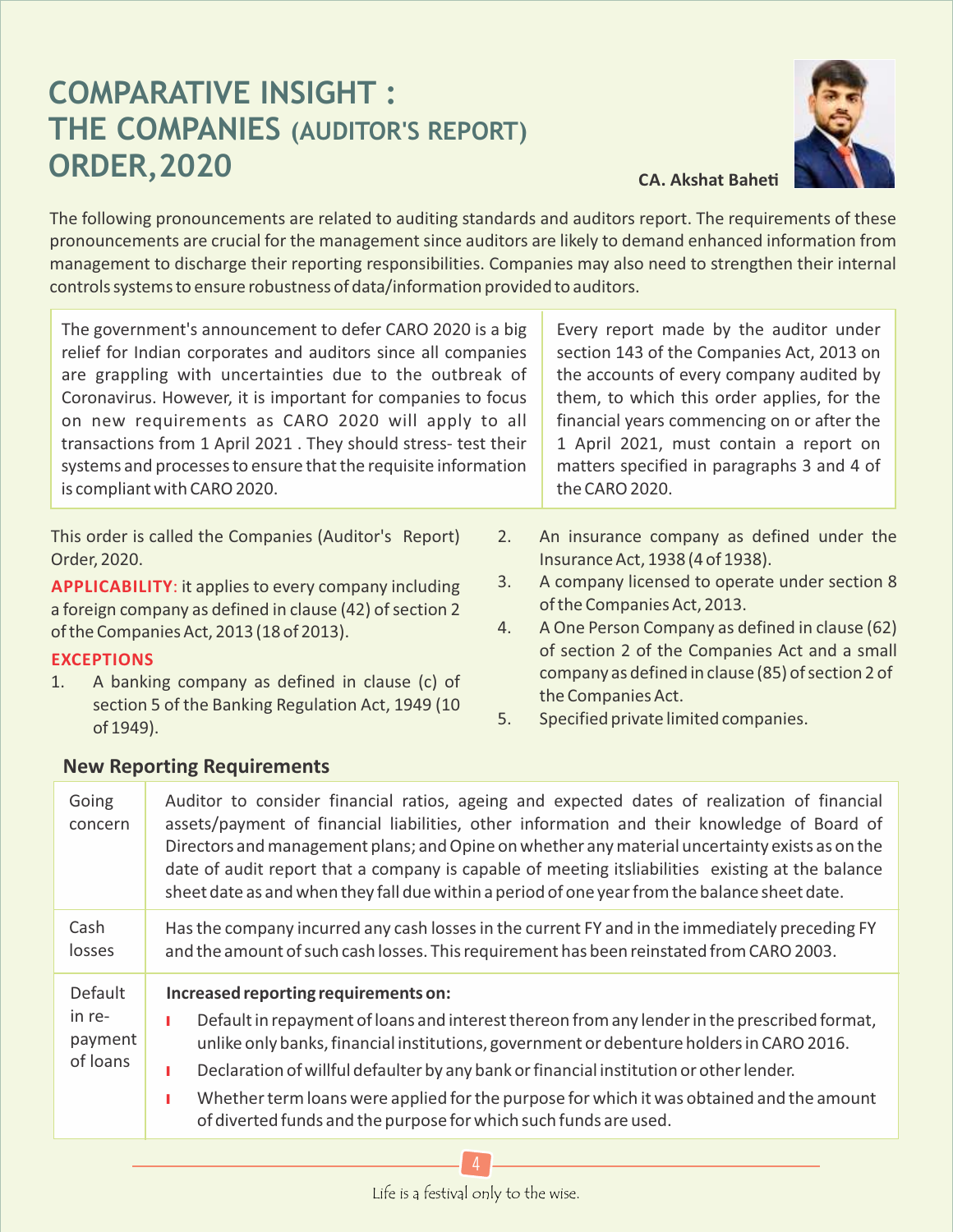# COMPARATIVE INSIGHT : THE COMPANIES (AUDITOR'S REPORT) ORDER, 2020

**CA. Akshat Baheti**

The following pronouncements are related to auditing standards and auditors report. The requirements of these pronouncements are crucial for the management since auditors are likely to demand enhanced information from management to discharge their reporting responsibilities. Companies may also need to strengthen their internal controls systems to ensure robustness of data/information provided to auditors.

| | |
|---|---|
| The government's announcement to defer CARO 2020 is a big relief for Indian corporates and auditors since all companies are grappling with uncertainties due to the outbreak of Coronavirus. However, it is important for companies to focus on new requirements as CARO 2020 will apply to all transactions from 1 April 2021 . They should stress- test their systems and processes to ensure that the requisite information is compliant with CARO 2020. | Every report made by the auditor under section 143 of the Companies Act, 2013 on the accounts of every company audited by them, to which this order applies, for the financial years commencing on or after the 1 April 2021, must contain a report on matters specified in paragraphs 3 and 4 of the CARO 2020. |

This order is called the Companies (Auditor's Report) Order, 2020.

**APPLICABILITY**: it applies to every company including a foreign company as defined in clause (42) of section 2 of the Companies Act, 2013 (18 of 2013).

**EXCEPTIONS**

1. A banking company as defined in clause (c) of section 5 of the Banking Regulation Act, 1949 (10 of 1949).
2. An insurance company as defined under the Insurance Act, 1938 (4 of 1938).
3. A company licensed to operate under section 8 of the Companies Act, 2013.
4. A One Person Company as defined in clause (62) of section 2 of the Companies Act and a small company as defined in clause (85) of section 2 of the Companies Act.
5. Specified private limited companies.

### New Reporting Requirements

| | |
|---|---|
| Going concern | Auditor to consider financial ratios, ageing and expected dates of realization of financial assets/payment of financial liabilities, other information and their knowledge of Board of Directors and management plans; and Opine on whether any material uncertainty exists as on the date of audit report that a company is capable of meeting itsliabilities existing at the balance sheet date as and when they fall due within a period of one year from the balance sheet date. |
| Cash losses | Has the company incurred any cash losses in the current FY and in the immediately preceding FY and the amount of such cash losses. This requirement has been reinstated from CARO 2003. |
| Default in re-payment of loans | **Increased reporting requirements on:**<br>• Default in repayment of loans and interest thereon from any lender in the prescribed format, unlike only banks, financial institutions, government or debenture holders in CARO 2016.<br>• Declaration of willful defaulter by any bank or financial institution or other lender.<br>• Whether term loans were applied for the purpose for which it was obtained and the amount of diverted funds and the purpose for which such funds are used. |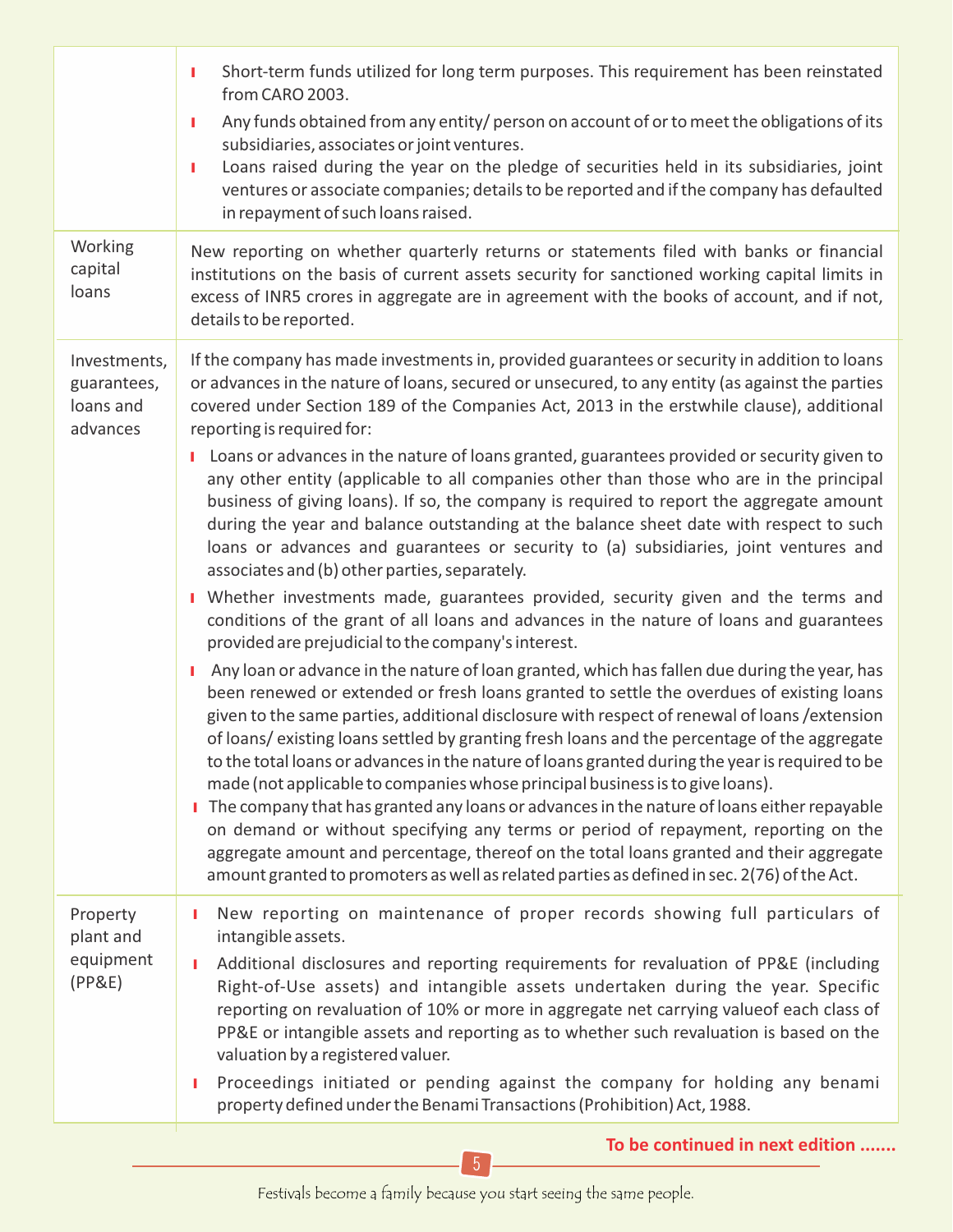| | |
|---|---|
| | • Short-term funds utilized for long term purposes. This requirement has been reinstated from CARO 2003.<br>• Any funds obtained from any entity/ person on account of or to meet the obligations of its subsidiaries, associates or joint ventures.<br>• Loans raised during the year on the pledge of securities held in its subsidiaries, joint ventures or associate companies; details to be reported and if the company has defaulted in repayment of such loans raised. |
| Working capital loans | New reporting on whether quarterly returns or statements filed with banks or financial institutions on the basis of current assets security for sanctioned working capital limits in excess of INR5 crores in aggregate are in agreement with the books of account, and if not, details to be reported. |
| Investments, guarantees, loans and advances | If the company has made investments in, provided guarantees or security in addition to loans or advances in the nature of loans, secured or unsecured, to any entity (as against the parties covered under Section 189 of the Companies Act, 2013 in the erstwhile clause), additional reporting is required for:<br>• Loans or advances in the nature of loans granted, guarantees provided or security given to any other entity (applicable to all companies other than those who are in the principal business of giving loans). If so, the company is required to report the aggregate amount during the year and balance outstanding at the balance sheet date with respect to such loans or advances and guarantees or security to (a) subsidiaries, joint ventures and associates and (b) other parties, separately.<br>• Whether investments made, guarantees provided, security given and the terms and conditions of the grant of all loans and advances in the nature of loans and guarantees provided are prejudicial to the company's interest.<br>• Any loan or advance in the nature of loan granted, which has fallen due during the year, has been renewed or extended or fresh loans granted to settle the overdues of existing loans given to the same parties, additional disclosure with respect of renewal of loans /extension of loans/ existing loans settled by granting fresh loans and the percentage of the aggregate to the total loans or advances in the nature of loans granted during the year is required to be made (not applicable to companies whose principal business is to give loans).<br>• The company that has granted any loans or advances in the nature of loans either repayable on demand or without specifying any terms or period of repayment, reporting on the aggregate amount and percentage, thereof on the total loans granted and their aggregate amount granted to promoters as well as related parties as defined in sec. 2(76) of the Act. |
| Property plant and equipment (PP&E) | • New reporting on maintenance of proper records showing full particulars of intangible assets.<br>• Additional disclosures and reporting requirements for revaluation of PP&E (including Right-of-Use assets) and intangible assets undertaken during the year. Specific reporting on revaluation of 10% or more in aggregate net carrying valueof each class of PP&E or intangible assets and reporting as to whether such revaluation is based on the valuation by a registered valuer.<br>• Proceedings initiated or pending against the company for holding any benami property defined under the Benami Transactions (Prohibition) Act, 1988. |

**To be continued in next edition .......**

Festivals become a family because you start seeing the same people.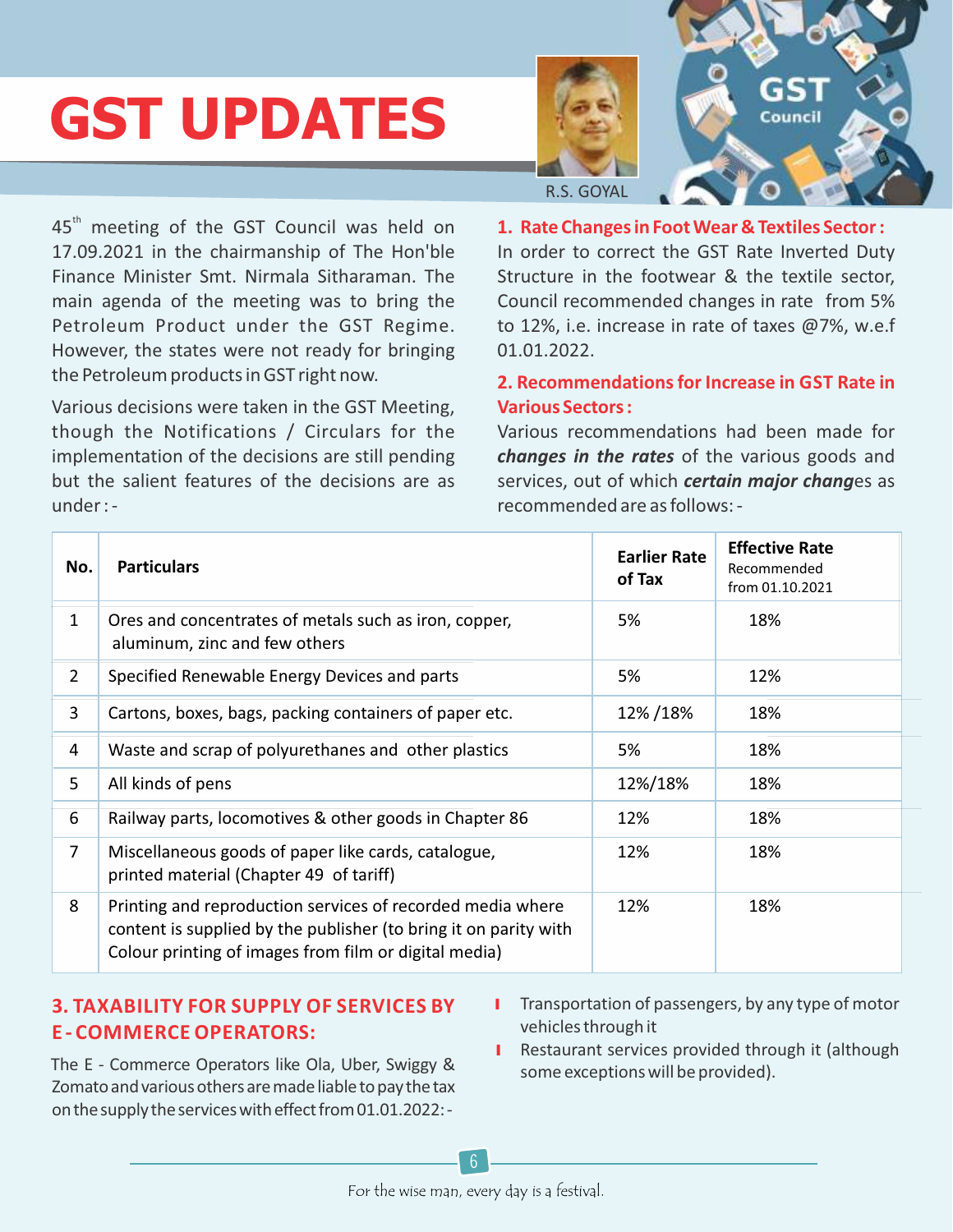# GST UPDATES

R.S. GOYAL

45th meeting of the GST Council was held on 17.09.2021 in the chairmanship of The Hon'ble Finance Minister Smt. Nirmala Sitharaman. The main agenda of the meeting was to bring the Petroleum Product under the GST Regime. However, the states were not ready for bringing the Petroleum products in GST right now.

Various decisions were taken in the GST Meeting, though the Notifications / Circulars for the implementation of the decisions are still pending but the salient features of the decisions are as under : -

### 1. Rate Changes in Foot Wear & Textiles Sector :

In order to correct the GST Rate Inverted Duty Structure in the footwear & the textile sector, Council recommended changes in rate from 5% to 12%, i.e. increase in rate of taxes @7%, w.e.f 01.01.2022.

### 2. Recommendations for Increase in GST Rate in Various Sectors :

Various recommendations had been made for ***changes in the rates*** of the various goods and services, out of which ***certain major chang***es as recommended are as follows: -

| No. | Particulars | Earlier Rate of Tax | Effective Rate Recommended from 01.10.2021 |
|---|---|---|---|
| 1 | Ores and concentrates of metals such as iron, copper, aluminum, zinc and few others | 5% | 18% |
| 2 | Specified Renewable Energy Devices and parts | 5% | 12% |
| 3 | Cartons, boxes, bags, packing containers of paper etc. | 12% /18% | 18% |
| 4 | Waste and scrap of polyurethanes and other plastics | 5% | 18% |
| 5 | All kinds of pens | 12%/18% | 18% |
| 6 | Railway parts, locomotives & other goods in Chapter 86 | 12% | 18% |
| 7 | Miscellaneous goods of paper like cards, catalogue, printed material (Chapter 49 of tariff) | 12% | 18% |
| 8 | Printing and reproduction services of recorded media where content is supplied by the publisher (to bring it on parity with Colour printing of images from film or digital media) | 12% | 18% |

### 3. TAXABILITY FOR SUPPLY OF SERVICES BY E - COMMERCE OPERATORS:

The E - Commerce Operators like Ola, Uber, Swiggy & Zomato and various others are made liable to pay the tax on the supply the services with effect from 01.01.2022: -

- Transportation of passengers, by any type of motor vehicles through it
- Restaurant services provided through it (although some exceptions will be provided).

For the wise man, every day is a festival.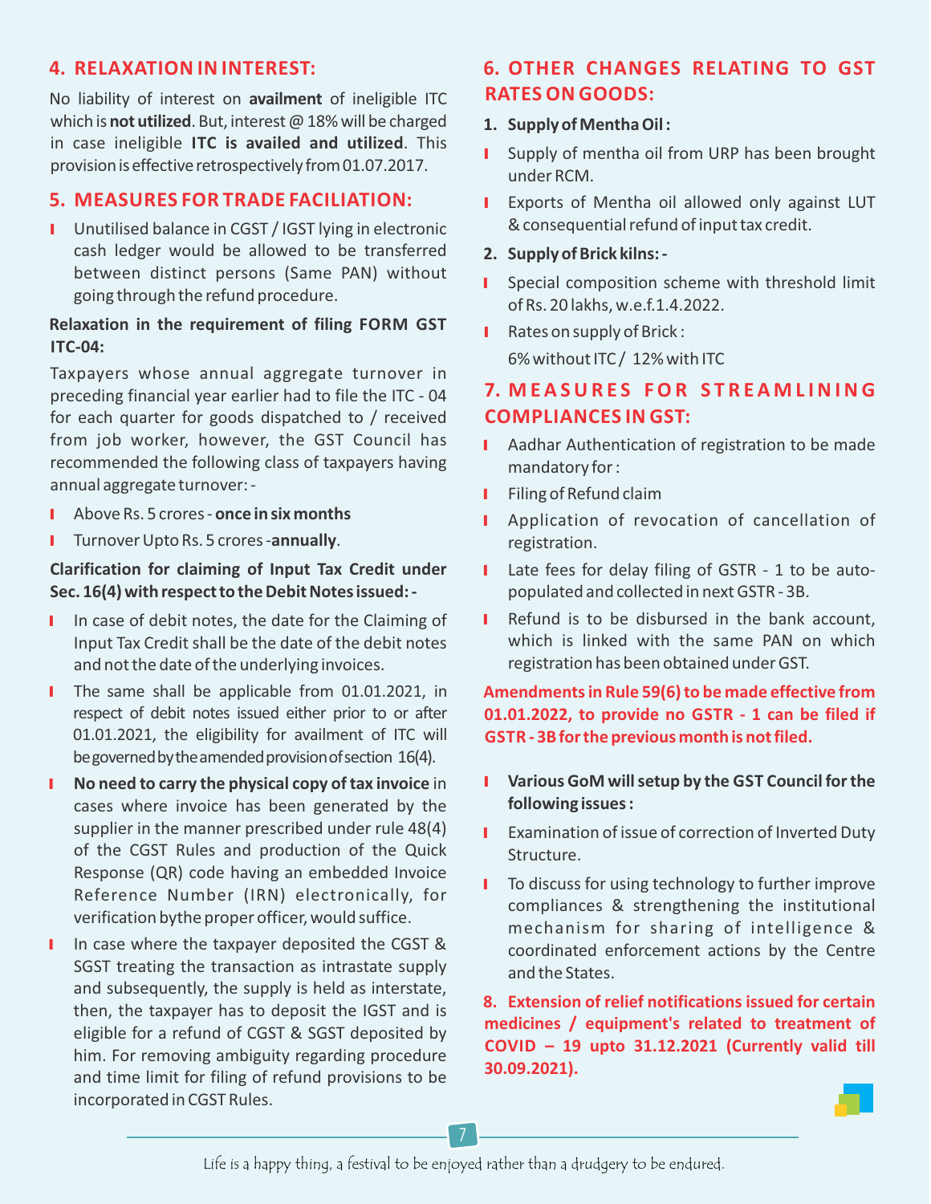## 4. RELAXATION IN INTEREST:

No liability of interest on **availment** of ineligible ITC which is **not utilized**. But, interest @ 18% will be charged in case ineligible **ITC is availed and utilized**. This provision is effective retrospectively from 01.07.2017.

## 5. MEASURES FOR TRADE FACILIATION:

- Unutilised balance in CGST / IGST lying in electronic cash ledger would be allowed to be transferred between distinct persons (Same PAN) without going through the refund procedure.

**Relaxation in the requirement of filing FORM GST ITC-04:**

Taxpayers whose annual aggregate turnover in preceding financial year earlier had to file the ITC - 04 for each quarter for goods dispatched to / received from job worker, however, the GST Council has recommended the following class of taxpayers having annual aggregate turnover: -

- Above Rs. 5 crores - **once in six months**
- Turnover Upto Rs. 5 crores -**annually**.

**Clarification for claiming of Input Tax Credit under Sec. 16(4) with respect to the Debit Notes issued: -**

- In case of debit notes, the date for the Claiming of Input Tax Credit shall be the date of the debit notes and not the date of the underlying invoices.
- The same shall be applicable from 01.01.2021, in respect of debit notes issued either prior to or after 01.01.2021, the eligibility for availment of ITC will be governed by the amended provision of section 16(4).
- **No need to carry the physical copy of tax invoice** in cases where invoice has been generated by the supplier in the manner prescribed under rule 48(4) of the CGST Rules and production of the Quick Response (QR) code having an embedded Invoice Reference Number (IRN) electronically, for verification bythe proper officer, would suffice.
- In case where the taxpayer deposited the CGST & SGST treating the transaction as intrastate supply and subsequently, the supply is held as interstate, then, the taxpayer has to deposit the IGST and is eligible for a refund of CGST & SGST deposited by him. For removing ambiguity regarding procedure and time limit for filing of refund provisions to be incorporated in CGST Rules.

## 6. OTHER CHANGES RELATING TO GST RATES ON GOODS:

**1. Supply of Mentha Oil :**

- Supply of mentha oil from URP has been brought under RCM.
- Exports of Mentha oil allowed only against LUT & consequential refund of input tax credit.

**2. Supply of Brick kilns: -**

- Special composition scheme with threshold limit of Rs. 20 lakhs, w.e.f.1.4.2022.
- Rates on supply of Brick :

  6% without ITC / 12% with ITC

## 7. MEASURES FOR STREAMLINING COMPLIANCES IN GST:

- Aadhar Authentication of registration to be made mandatory for :
- Filing of Refund claim
- Application of revocation of cancellation of registration.
- Late fees for delay filing of GSTR - 1 to be auto-populated and collected in next GSTR - 3B.
- Refund is to be disbursed in the bank account, which is linked with the same PAN on which registration has been obtained under GST.

**Amendments in Rule 59(6) to be made effective from 01.01.2022, to provide no GSTR - 1 can be filed if GSTR - 3B for the previous month is not filed.**

- **Various GoM will setup by the GST Council for the following issues :**
- Examination of issue of correction of Inverted Duty Structure.
- To discuss for using technology to further improve compliances & strengthening the institutional mechanism for sharing of intelligence & coordinated enforcement actions by the Centre and the States.

**8. Extension of relief notifications issued for certain medicines / equipment's related to treatment of COVID – 19 upto 31.12.2021 (Currently valid till 30.09.2021).**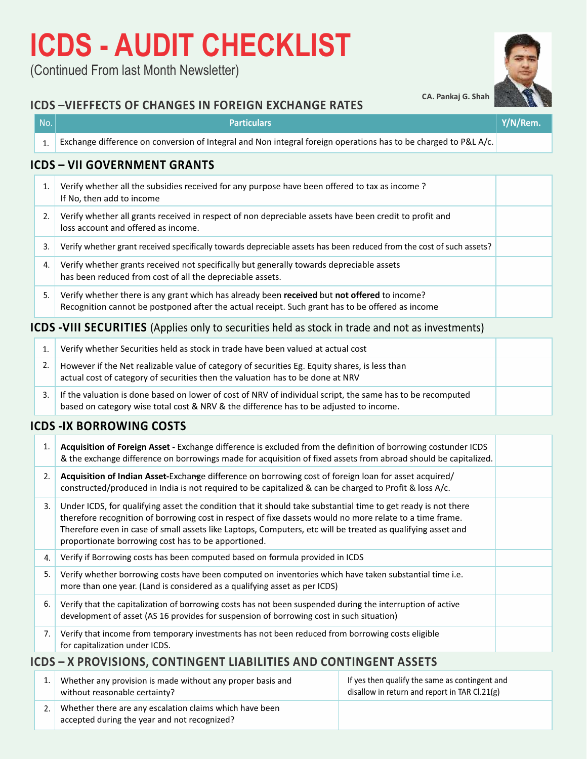# ICDS - AUDIT CHECKLIST

(Continued From last Month Newsletter)

CA. Pankaj G. Shah

## ICDS –VIEFFECTS OF CHANGES IN FOREIGN EXCHANGE RATES

| No. | Particulars | Y/N/Rem. |
|---|---|---|
| 1. | Exchange difference on conversion of Integral and Non integral foreign operations has to be charged to P&L A/c. | |

## ICDS – VII GOVERNMENT GRANTS

| No. | Particulars | Y/N/Rem. |
|---|---|---|
| 1. | Verify whether all the subsidies received for any purpose have been offered to tax as income ? If No, then add to income | |
| 2. | Verify whether all grants received in respect of non depreciable assets have been credit to profit and loss account and offered as income. | |
| 3. | Verify whether grant received specifically towards depreciable assets has been reduced from the cost of such assets? | |
| 4. | Verify whether grants received not specifically but generally towards depreciable assets has been reduced from cost of all the depreciable assets. | |
| 5. | Verify whether there is any grant which has already been **received** but **not offered** to income? Recognition cannot be postponed after the actual receipt. Such grant has to be offered as income | |

## ICDS -VIII SECURITIES (Applies only to securities held as stock in trade and not as investments)

| No. | Particulars | Y/N/Rem. |
|---|---|---|
| 1. | Verify whether Securities held as stock in trade have been valued at actual cost | |
| 2. | However if the Net realizable value of category of securities Eg. Equity shares, is less than actual cost of category of securities then the valuation has to be done at NRV | |
| 3. | If the valuation is done based on lower of cost of NRV of individual script, the same has to be recomputed based on category wise total cost & NRV & the difference has to be adjusted to income. | |

## ICDS -IX BORROWING COSTS

| No. | Particulars | Y/N/Rem. |
|---|---|---|
| 1. | **Acquisition of Foreign Asset -** Exchange difference is excluded from the definition of borrowing costunder ICDS & the exchange difference on borrowings made for acquisition of fixed assets from abroad should be capitalized. | |
| 2. | **Acquisition of Indian Asset-**Exchange difference on borrowing cost of foreign loan for asset acquired/ constructed/produced in India is not required to be capitalized & can be charged to Profit & loss A/c. | |
| 3. | Under ICDS, for qualifying asset the condition that it should take substantial time to get ready is not there therefore recognition of borrowing cost in respect of fixe dassets would no more relate to a time frame. Therefore even in case of small assets like Laptops, Computers, etc will be treated as qualifying asset and proportionate borrowing cost has to be apportioned. | |
| 4. | Verify if Borrowing costs has been computed based on formula provided in ICDS | |
| 5. | Verify whether borrowing costs have been computed on inventories which have taken substantial time i.e. more than one year. (Land is considered as a qualifying asset as per ICDS) | |
| 6. | Verify that the capitalization of borrowing costs has not been suspended during the interruption of active development of asset (AS 16 provides for suspension of borrowing cost in such situation) | |
| 7. | Verify that income from temporary investments has not been reduced from borrowing costs eligible for capitalization under ICDS. | |

## ICDS – X PROVISIONS, CONTINGENT LIABILITIES AND CONTINGENT ASSETS

| No. | Particulars | Y/N/Rem. |
|---|---|---|
| 1. | Whether any provision is made without any proper basis and without reasonable certainty? | If yes then qualify the same as contingent and disallow in return and report in TAR Cl.21(g) |
| 2. | Whether there are any escalation claims which have been accepted during the year and not recognized? | |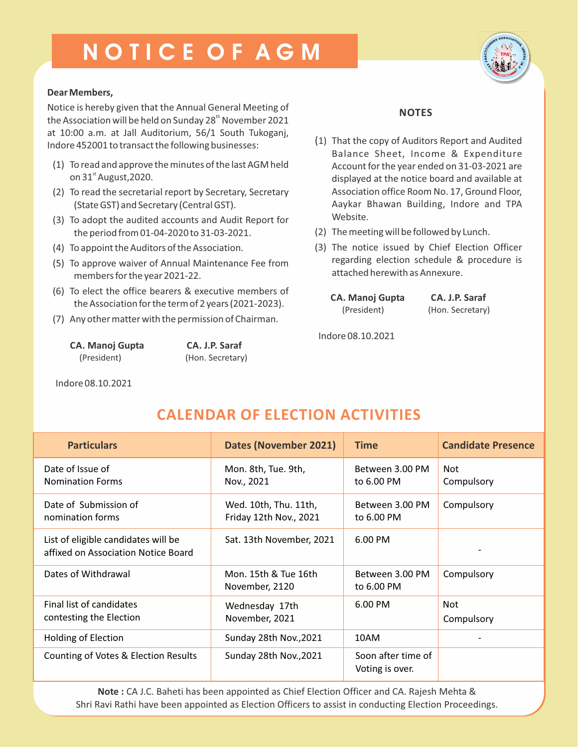# NOTICE OF AGM

**Dear Members,**

Notice is hereby given that the Annual General Meeting of the Association will be held on Sunday 28th November 2021 at 10:00 a.m. at Jall Auditorium, 56/1 South Tukoganj, Indore 452001 to transact the following businesses:

1. To read and approve the minutes of the last AGM held on 31st August,2020.
2. To read the secretarial report by Secretary, Secretary (State GST) and Secretary (Central GST).
3. To adopt the audited accounts and Audit Report for the period from 01-04-2020 to 31-03-2021.
4. To appoint the Auditors of the Association.
5. To approve waiver of Annual Maintenance Fee from members for the year 2021-22.
6. To elect the office bearers & executive members of the Association for the term of 2 years (2021-2023).
7. Any other matter with the permission of Chairman.

**CA. Manoj Gupta** (President)

**CA. J.P. Saraf** (Hon. Secretary)

Indore 08.10.2021

**NOTES**

1. That the copy of Auditors Report and Audited Balance Sheet, Income & Expenditure Account for the year ended on 31-03-2021 are displayed at the notice board and available at Association office Room No. 17, Ground Floor, Aaykar Bhawan Building, Indore and TPA Website.
2. The meeting will be followed by Lunch.
3. The notice issued by Chief Election Officer regarding election schedule & procedure is attached herewith as Annexure.

**CA. Manoj Gupta** (President)

**CA. J.P. Saraf** (Hon. Secretary)

Indore 08.10.2021

## CALENDAR OF ELECTION ACTIVITIES

| Particulars | Dates (November 2021) | Time | Candidate Presence |
|---|---|---|---|
| Date of Issue of Nomination Forms | Mon. 8th, Tue. 9th, Nov., 2021 | Between 3.00 PM to 6.00 PM | Not Compulsory |
| Date of Submission of nomination forms | Wed. 10th, Thu. 11th, Friday 12th Nov., 2021 | Between 3.00 PM to 6.00 PM | Compulsory |
| List of eligible candidates will be affixed on Association Notice Board | Sat. 13th November, 2021 | 6.00 PM | - |
| Dates of Withdrawal | Mon. 15th & Tue 16th November, 2120 | Between 3.00 PM to 6.00 PM | Compulsory |
| Final list of candidates contesting the Election | Wednesday 17th November, 2021 | 6.00 PM | Not Compulsory |
| Holding of Election | Sunday 28th Nov.,2021 | 10AM | - |
| Counting of Votes & Election Results | Sunday 28th Nov.,2021 | Soon after time of Voting is over. | |

**Note :** CA J.C. Baheti has been appointed as Chief Election Officer and CA. Rajesh Mehta & Shri Ravi Rathi have been appointed as Election Officers to assist in conducting Election Proceedings.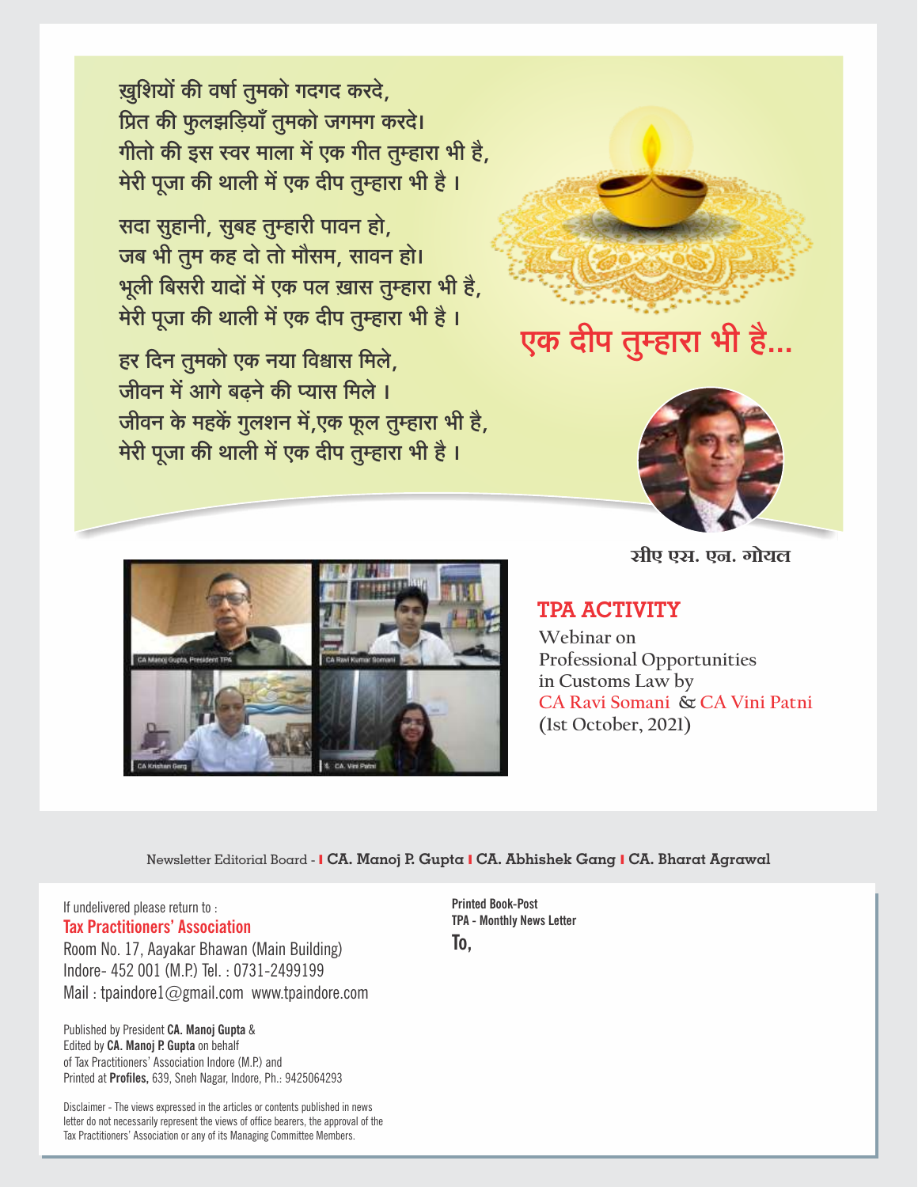ख़ुशियों की वर्षा तुमको गदगद करदे,
प्रित की फुलझड़ियाँ तुमको जगमग करदे।
गीतो की इस स्वर माला में एक गीत तुम्हारा भी है,
मेरी पूजा की थाली में एक दीप तुम्हारा भी है ।

सदा सुहानी, सुबह तुम्हारी पावन हो,
जब भी तुम कह दो तो मौसम, सावन हो।
भूली बिसरी यादों में एक पल ख़ास तुम्हारा भी है,
मेरी पूजा की थाली में एक दीप तुम्हारा भी है ।

हर दिन तुमको एक नया विश्वास मिले,
जीवन में आगे बढ़ने की प्यास मिले ।
जीवन के महकें गुलशन में,एक फूल तुम्हारा भी है,
मेरी पूजा की थाली में एक दीप तुम्हारा भी है ।

## एक दीप तुम्हारा भी है...

सीए एस. एन. गोयल

CA Manoj Gupta, President TPA

CA Ravi Kumar Somani

CA Krishan Garg

CA. Vini Patni

## TPA ACTIVITY

Webinar on
Professional Opportunities
in Customs Law by
CA Ravi Somani & CA Vini Patni
(1st October, 2021)

Newsletter Editorial Board - **CA. Manoj P. Gupta** | **CA. Abhishek Gang** | **CA. Bharat Agrawal**

If undelivered please return to :

**Tax Practitioners' Association**
Room No. 17, Aayakar Bhawan (Main Building)
Indore- 452 001 (M.P.) Tel. : 0731-2499199
Mail : tpaindore1@gmail.com www.tpaindore.com

Published by President **CA. Manoj Gupta** &
Edited by **CA. Manoj P. Gupta** on behalf
of Tax Practitioners' Association Indore (M.P.) and
Printed at **Profiles,** 639, Sneh Nagar, Indore, Ph.: 9425064293

Disclaimer - The views expressed in the articles or contents published in news letter do not necessarily represent the views of office bearers, the approval of the Tax Practitioners' Association or any of its Managing Committee Members.

**Printed Book-Post**
**TPA - Monthly News Letter**

**To,**